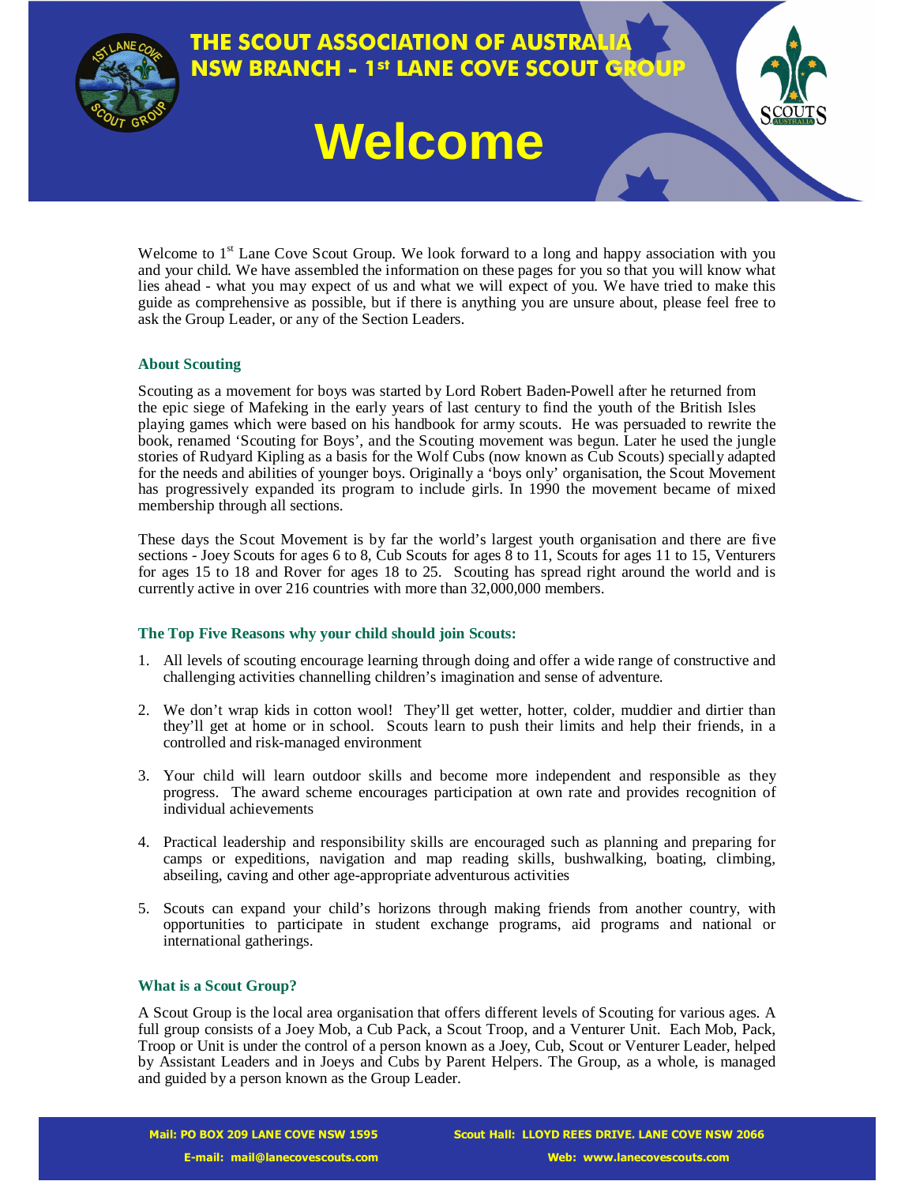# THE SCOUT ASSOCIATION OF AUSTRALIA
# NSW BRANCH - 1st LANE COVE SCOUT GROUP

# Welcome

Welcome to 1st Lane Cove Scout Group. We look forward to a long and happy association with you and your child. We have assembled the information on these pages for you so that you will know what lies ahead - what you may expect of us and what we will expect of you. We have tried to make this guide as comprehensive as possible, but if there is anything you are unsure about, please feel free to ask the Group Leader, or any of the Section Leaders.

## About Scouting

Scouting as a movement for boys was started by Lord Robert Baden-Powell after he returned from the epic siege of Mafeking in the early years of last century to find the youth of the British Isles playing games which were based on his handbook for army scouts. He was persuaded to rewrite the book, renamed 'Scouting for Boys', and the Scouting movement was begun. Later he used the jungle stories of Rudyard Kipling as a basis for the Wolf Cubs (now known as Cub Scouts) specially adapted for the needs and abilities of younger boys. Originally a 'boys only' organisation, the Scout Movement has progressively expanded its program to include girls. In 1990 the movement became of mixed membership through all sections.

These days the Scout Movement is by far the world's largest youth organisation and there are five sections - Joey Scouts for ages 6 to 8, Cub Scouts for ages 8 to 11, Scouts for ages 11 to 15, Venturers for ages 15 to 18 and Rover for ages 18 to 25. Scouting has spread right around the world and is currently active in over 216 countries with more than 32,000,000 members.

## The Top Five Reasons why your child should join Scouts:

1. All levels of scouting encourage learning through doing and offer a wide range of constructive and challenging activities channelling children's imagination and sense of adventure.

2. We don't wrap kids in cotton wool! They'll get wetter, hotter, colder, muddier and dirtier than they'll get at home or in school. Scouts learn to push their limits and help their friends, in a controlled and risk-managed environment

3. Your child will learn outdoor skills and become more independent and responsible as they progress. The award scheme encourages participation at own rate and provides recognition of individual achievements

4. Practical leadership and responsibility skills are encouraged such as planning and preparing for camps or expeditions, navigation and map reading skills, bushwalking, boating, climbing, abseiling, caving and other age-appropriate adventurous activities

5. Scouts can expand your child's horizons through making friends from another country, with opportunities to participate in student exchange programs, aid programs and national or international gatherings.

## What is a Scout Group?

A Scout Group is the local area organisation that offers different levels of Scouting for various ages. A full group consists of a Joey Mob, a Cub Pack, a Scout Troop, and a Venturer Unit. Each Mob, Pack, Troop or Unit is under the control of a person known as a Joey, Cub, Scout or Venturer Leader, helped by Assistant Leaders and in Joeys and Cubs by Parent Helpers. The Group, as a whole, is managed and guided by a person known as the Group Leader.

**Mail:** PO BOX 209 LANE COVE NSW 1595 | **Scout Hall:** LLOYD REES DRIVE. LANE COVE NSW 2066

**E-mail:** mail@lanecovescouts.com | **Web:** www.lanecovescouts.com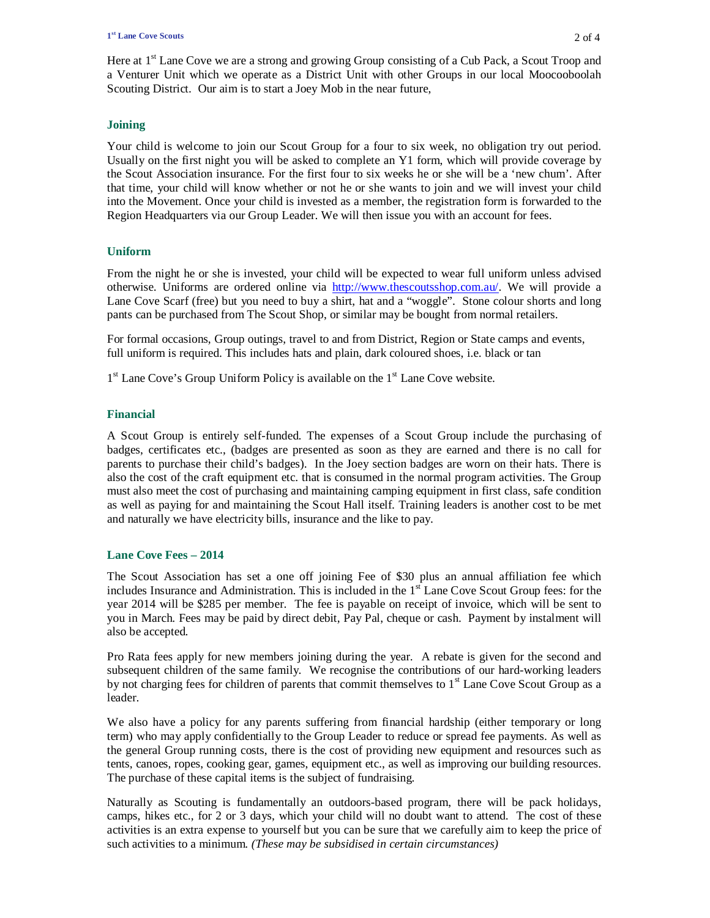Here at 1st Lane Cove we are a strong and growing Group consisting of a Cub Pack, a Scout Troop and a Venturer Unit which we operate as a District Unit with other Groups in our local Moocooboolah Scouting District. Our aim is to start a Joey Mob in the near future,

### Joining

Your child is welcome to join our Scout Group for a four to six week, no obligation try out period. Usually on the first night you will be asked to complete an Y1 form, which will provide coverage by the Scout Association insurance. For the first four to six weeks he or she will be a 'new chum'. After that time, your child will know whether or not he or she wants to join and we will invest your child into the Movement. Once your child is invested as a member, the registration form is forwarded to the Region Headquarters via our Group Leader. We will then issue you with an account for fees.

### Uniform

From the night he or she is invested, your child will be expected to wear full uniform unless advised otherwise. Uniforms are ordered online via [http://www.thescoutsshop.com.au/](http://www.thescoutsshop.com.au/). We will provide a Lane Cove Scarf (free) but you need to buy a shirt, hat and a "woggle". Stone colour shorts and long pants can be purchased from The Scout Shop, or similar may be bought from normal retailers.

For formal occasions, Group outings, travel to and from District, Region or State camps and events, full uniform is required. This includes hats and plain, dark coloured shoes, i.e. black or tan

1st Lane Cove's Group Uniform Policy is available on the 1st Lane Cove website.

### Financial

A Scout Group is entirely self-funded. The expenses of a Scout Group include the purchasing of badges, certificates etc., (badges are presented as soon as they are earned and there is no call for parents to purchase their child's badges). In the Joey section badges are worn on their hats. There is also the cost of the craft equipment etc. that is consumed in the normal program activities. The Group must also meet the cost of purchasing and maintaining camping equipment in first class, safe condition as well as paying for and maintaining the Scout Hall itself. Training leaders is another cost to be met and naturally we have electricity bills, insurance and the like to pay.

### Lane Cove Fees – 2014

The Scout Association has set a one off joining Fee of $30 plus an annual affiliation fee which includes Insurance and Administration. This is included in the 1st Lane Cove Scout Group fees: for the year 2014 will be $285 per member. The fee is payable on receipt of invoice, which will be sent to you in March. Fees may be paid by direct debit, Pay Pal, cheque or cash. Payment by instalment will also be accepted.

Pro Rata fees apply for new members joining during the year. A rebate is given for the second and subsequent children of the same family. We recognise the contributions of our hard-working leaders by not charging fees for children of parents that commit themselves to 1st Lane Cove Scout Group as a leader.

We also have a policy for any parents suffering from financial hardship (either temporary or long term) who may apply confidentially to the Group Leader to reduce or spread fee payments. As well as the general Group running costs, there is the cost of providing new equipment and resources such as tents, canoes, ropes, cooking gear, games, equipment etc., as well as improving our building resources. The purchase of these capital items is the subject of fundraising.

Naturally as Scouting is fundamentally an outdoors-based program, there will be pack holidays, camps, hikes etc., for 2 or 3 days, which your child will no doubt want to attend. The cost of these activities is an extra expense to yourself but you can be sure that we carefully aim to keep the price of such activities to a minimum. *(These may be subsidised in certain circumstances)*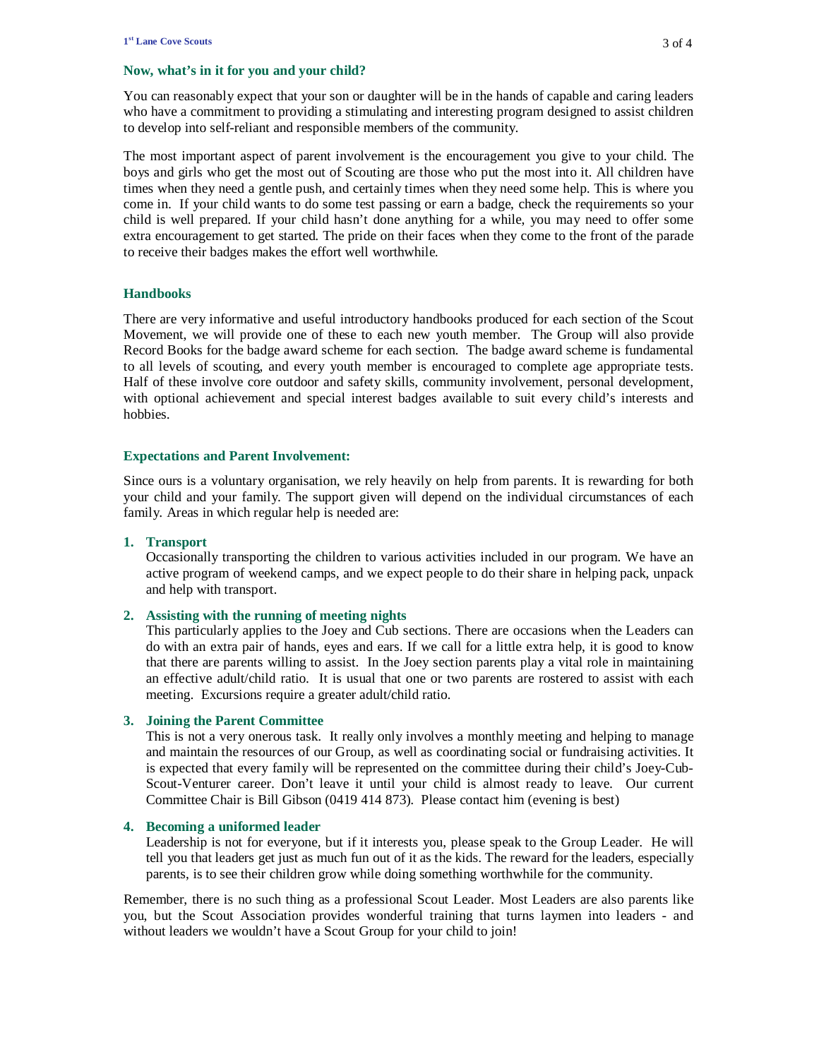## Now, what's in it for you and your child?

You can reasonably expect that your son or daughter will be in the hands of capable and caring leaders who have a commitment to providing a stimulating and interesting program designed to assist children to develop into self-reliant and responsible members of the community.

The most important aspect of parent involvement is the encouragement you give to your child. The boys and girls who get the most out of Scouting are those who put the most into it. All children have times when they need a gentle push, and certainly times when they need some help. This is where you come in. If your child wants to do some test passing or earn a badge, check the requirements so your child is well prepared. If your child hasn't done anything for a while, you may need to offer some extra encouragement to get started. The pride on their faces when they come to the front of the parade to receive their badges makes the effort well worthwhile.

## Handbooks

There are very informative and useful introductory handbooks produced for each section of the Scout Movement, we will provide one of these to each new youth member. The Group will also provide Record Books for the badge award scheme for each section. The badge award scheme is fundamental to all levels of scouting, and every youth member is encouraged to complete age appropriate tests. Half of these involve core outdoor and safety skills, community involvement, personal development, with optional achievement and special interest badges available to suit every child's interests and hobbies.

## Expectations and Parent Involvement:

Since ours is a voluntary organisation, we rely heavily on help from parents. It is rewarding for both your child and your family. The support given will depend on the individual circumstances of each family. Areas in which regular help is needed are:

1. **Transport**
   Occasionally transporting the children to various activities included in our program. We have an active program of weekend camps, and we expect people to do their share in helping pack, unpack and help with transport.

2. **Assisting with the running of meeting nights**
   This particularly applies to the Joey and Cub sections. There are occasions when the Leaders can do with an extra pair of hands, eyes and ears. If we call for a little extra help, it is good to know that there are parents willing to assist. In the Joey section parents play a vital role in maintaining an effective adult/child ratio. It is usual that one or two parents are rostered to assist with each meeting. Excursions require a greater adult/child ratio.

3. **Joining the Parent Committee**
   This is not a very onerous task. It really only involves a monthly meeting and helping to manage and maintain the resources of our Group, as well as coordinating social or fundraising activities. It is expected that every family will be represented on the committee during their child's Joey-Cub-Scout-Venturer career. Don't leave it until your child is almost ready to leave. Our current Committee Chair is Bill Gibson (0419 414 873). Please contact him (evening is best)

4. **Becoming a uniformed leader**
   Leadership is not for everyone, but if it interests you, please speak to the Group Leader. He will tell you that leaders get just as much fun out of it as the kids. The reward for the leaders, especially parents, is to see their children grow while doing something worthwhile for the community.

Remember, there is no such thing as a professional Scout Leader. Most Leaders are also parents like you, but the Scout Association provides wonderful training that turns laymen into leaders - and without leaders we wouldn't have a Scout Group for your child to join!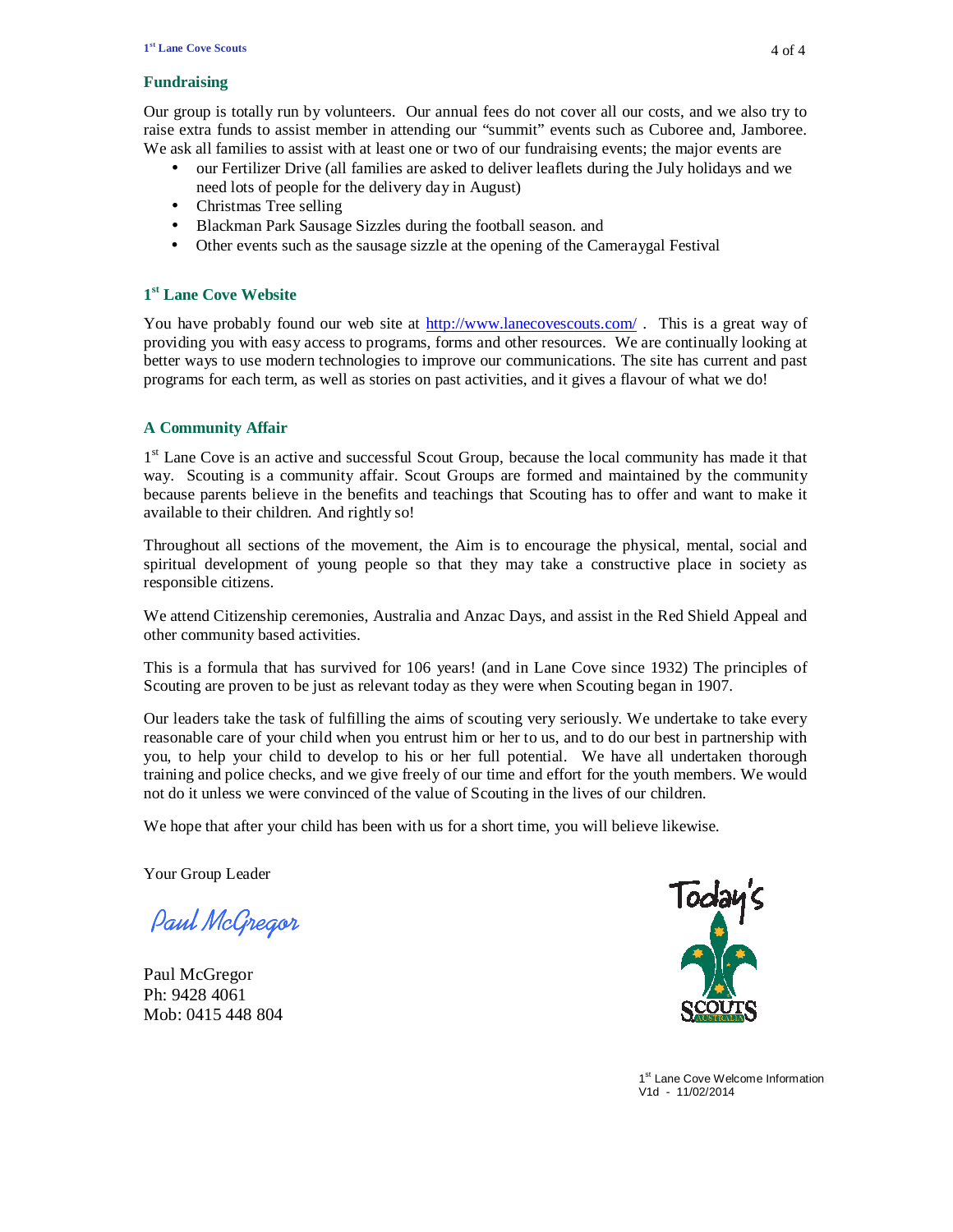## Fundraising

Our group is totally run by volunteers. Our annual fees do not cover all our costs, and we also try to raise extra funds to assist member in attending our "summit" events such as Cuboree and, Jamboree. We ask all families to assist with at least one or two of our fundraising events; the major events are

- our Fertilizer Drive (all families are asked to deliver leaflets during the July holidays and we need lots of people for the delivery day in August)
- Christmas Tree selling
- Blackman Park Sausage Sizzles during the football season. and
- Other events such as the sausage sizzle at the opening of the Cameraygal Festival

## 1st Lane Cove Website

You have probably found our web site at http://www.lanecovescouts.com/ . This is a great way of providing you with easy access to programs, forms and other resources. We are continually looking at better ways to use modern technologies to improve our communications. The site has current and past programs for each term, as well as stories on past activities, and it gives a flavour of what we do!

## A Community Affair

1st Lane Cove is an active and successful Scout Group, because the local community has made it that way. Scouting is a community affair. Scout Groups are formed and maintained by the community because parents believe in the benefits and teachings that Scouting has to offer and want to make it available to their children. And rightly so!

Throughout all sections of the movement, the Aim is to encourage the physical, mental, social and spiritual development of young people so that they may take a constructive place in society as responsible citizens.

We attend Citizenship ceremonies, Australia and Anzac Days, and assist in the Red Shield Appeal and other community based activities.

This is a formula that has survived for 106 years! (and in Lane Cove since 1932) The principles of Scouting are proven to be just as relevant today as they were when Scouting began in 1907.

Our leaders take the task of fulfilling the aims of scouting very seriously. We undertake to take every reasonable care of your child when you entrust him or her to us, and to do our best in partnership with you, to help your child to develop to his or her full potential. We have all undertaken thorough training and police checks, and we give freely of our time and effort for the youth members. We would not do it unless we were convinced of the value of Scouting in the lives of our children.

We hope that after your child has been with us for a short time, you will believe likewise.

Your Group Leader

*Paul McGregor*

Paul McGregor
Ph: 9428 4061
Mob: 0415 448 804

Today's SCOUTS AUSTRALIA

1st Lane Cove Welcome Information
V1d - 11/02/2014